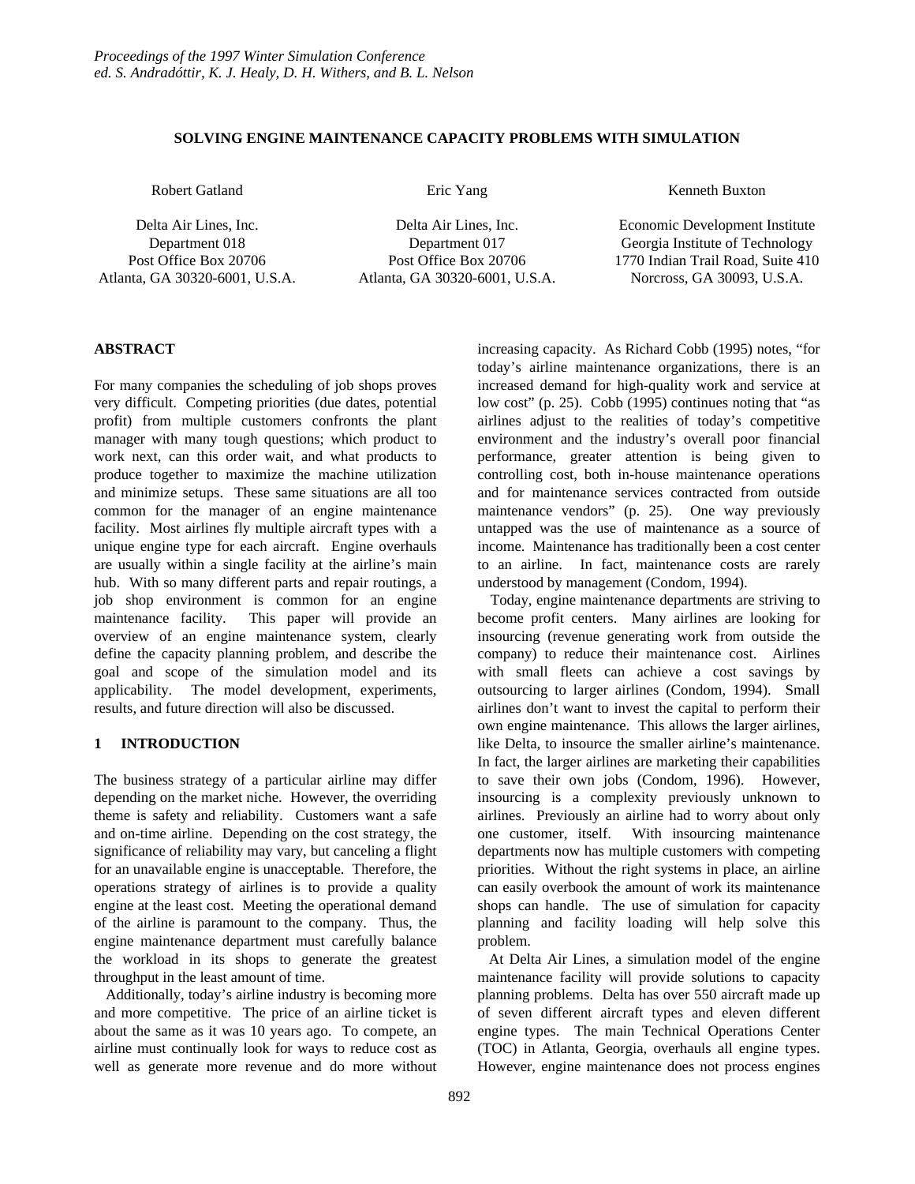*Proceedings of the 1997 Winter Simulation Conference*
*ed. S. Andradóttir, K. J. Healy, D. H. Withers, and B. L. Nelson*

# SOLVING ENGINE MAINTENANCE CAPACITY PROBLEMS WITH SIMULATION

Robert Gatland
Delta Air Lines, Inc.
Department 018
Post Office Box 20706
Atlanta, GA 30320-6001, U.S.A.

Eric Yang
Delta Air Lines, Inc.
Department 017
Post Office Box 20706
Atlanta, GA 30320-6001, U.S.A.

Kenneth Buxton
Economic Development Institute
Georgia Institute of Technology
1770 Indian Trail Road, Suite 410
Norcross, GA 30093, U.S.A.

## ABSTRACT

For many companies the scheduling of job shops proves very difficult. Competing priorities (due dates, potential profit) from multiple customers confronts the plant manager with many tough questions; which product to work next, can this order wait, and what products to produce together to maximize the machine utilization and minimize setups. These same situations are all too common for the manager of an engine maintenance facility. Most airlines fly multiple aircraft types with a unique engine type for each aircraft. Engine overhauls are usually within a single facility at the airline's main hub. With so many different parts and repair routings, a job shop environment is common for an engine maintenance facility. This paper will provide an overview of an engine maintenance system, clearly define the capacity planning problem, and describe the goal and scope of the simulation model and its applicability. The model development, experiments, results, and future direction will also be discussed.

## 1 INTRODUCTION

The business strategy of a particular airline may differ depending on the market niche. However, the overriding theme is safety and reliability. Customers want a safe and on-time airline. Depending on the cost strategy, the significance of reliability may vary, but canceling a flight for an unavailable engine is unacceptable. Therefore, the operations strategy of airlines is to provide a quality engine at the least cost. Meeting the operational demand of the airline is paramount to the company. Thus, the engine maintenance department must carefully balance the workload in its shops to generate the greatest throughput in the least amount of time.

Additionally, today's airline industry is becoming more and more competitive. The price of an airline ticket is about the same as it was 10 years ago. To compete, an airline must continually look for ways to reduce cost as well as generate more revenue and do more without increasing capacity. As Richard Cobb (1995) notes, "for today's airline maintenance organizations, there is an increased demand for high-quality work and service at low cost" (p. 25). Cobb (1995) continues noting that "as airlines adjust to the realities of today's competitive environment and the industry's overall poor financial performance, greater attention is being given to controlling cost, both in-house maintenance operations and for maintenance services contracted from outside maintenance vendors" (p. 25). One way previously untapped was the use of maintenance as a source of income. Maintenance has traditionally been a cost center to an airline. In fact, maintenance costs are rarely understood by management (Condom, 1994).

Today, engine maintenance departments are striving to become profit centers. Many airlines are looking for insourcing (revenue generating work from outside the company) to reduce their maintenance cost. Airlines with small fleets can achieve a cost savings by outsourcing to larger airlines (Condom, 1994). Small airlines don't want to invest the capital to perform their own engine maintenance. This allows the larger airlines, like Delta, to insource the smaller airline's maintenance. In fact, the larger airlines are marketing their capabilities to save their own jobs (Condom, 1996). However, insourcing is a complexity previously unknown to airlines. Previously an airline had to worry about only one customer, itself. With insourcing maintenance departments now has multiple customers with competing priorities. Without the right systems in place, an airline can easily overbook the amount of work its maintenance shops can handle. The use of simulation for capacity planning and facility loading will help solve this problem.

At Delta Air Lines, a simulation model of the engine maintenance facility will provide solutions to capacity planning problems. Delta has over 550 aircraft made up of seven different aircraft types and eleven different engine types. The main Technical Operations Center (TOC) in Atlanta, Georgia, overhauls all engine types. However, engine maintenance does not process engines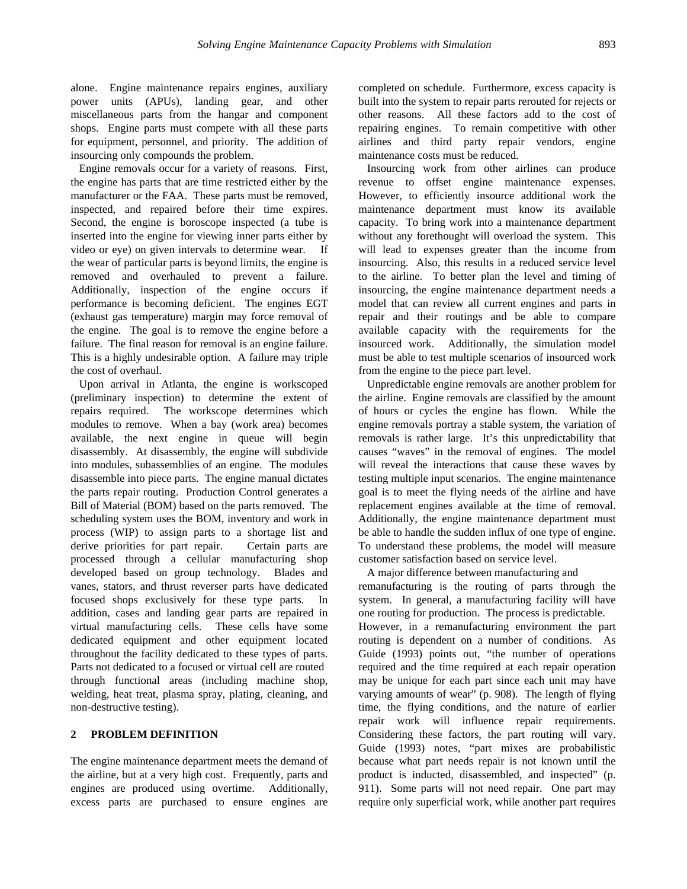alone. Engine maintenance repairs engines, auxiliary power units (APUs), landing gear, and other miscellaneous parts from the hangar and component shops. Engine parts must compete with all these parts for equipment, personnel, and priority. The addition of insourcing only compounds the problem.

Engine removals occur for a variety of reasons. First, the engine has parts that are time restricted either by the manufacturer or the FAA. These parts must be removed, inspected, and repaired before their time expires. Second, the engine is boroscope inspected (a tube is inserted into the engine for viewing inner parts either by video or eye) on given intervals to determine wear. If the wear of particular parts is beyond limits, the engine is removed and overhauled to prevent a failure. Additionally, inspection of the engine occurs if performance is becoming deficient. The engines EGT (exhaust gas temperature) margin may force removal of the engine. The goal is to remove the engine before a failure. The final reason for removal is an engine failure. This is a highly undesirable option. A failure may triple the cost of overhaul.

Upon arrival in Atlanta, the engine is workscoped (preliminary inspection) to determine the extent of repairs required. The workscope determines which modules to remove. When a bay (work area) becomes available, the next engine in queue will begin disassembly. At disassembly, the engine will subdivide into modules, subassemblies of an engine. The modules disassemble into piece parts. The engine manual dictates the parts repair routing. Production Control generates a Bill of Material (BOM) based on the parts removed. The scheduling system uses the BOM, inventory and work in process (WIP) to assign parts to a shortage list and derive priorities for part repair. Certain parts are processed through a cellular manufacturing shop developed based on group technology. Blades and vanes, stators, and thrust reverser parts have dedicated focused shops exclusively for these type parts. In addition, cases and landing gear parts are repaired in virtual manufacturing cells. These cells have some dedicated equipment and other equipment located throughout the facility dedicated to these types of parts. Parts not dedicated to a focused or virtual cell are routed through functional areas (including machine shop, welding, heat treat, plasma spray, plating, cleaning, and non-destructive testing).

## 2 PROBLEM DEFINITION

The engine maintenance department meets the demand of the airline, but at a very high cost. Frequently, parts and engines are produced using overtime. Additionally, excess parts are purchased to ensure engines are completed on schedule. Furthermore, excess capacity is built into the system to repair parts rerouted for rejects or other reasons. All these factors add to the cost of repairing engines. To remain competitive with other airlines and third party repair vendors, engine maintenance costs must be reduced.

Insourcing work from other airlines can produce revenue to offset engine maintenance expenses. However, to efficiently insource additional work the maintenance department must know its available capacity. To bring work into a maintenance department without any forethought will overload the system. This will lead to expenses greater than the income from insourcing. Also, this results in a reduced service level to the airline. To better plan the level and timing of insourcing, the engine maintenance department needs a model that can review all current engines and parts in repair and their routings and be able to compare available capacity with the requirements for the insourced work. Additionally, the simulation model must be able to test multiple scenarios of insourced work from the engine to the piece part level.

Unpredictable engine removals are another problem for the airline. Engine removals are classified by the amount of hours or cycles the engine has flown. While the engine removals portray a stable system, the variation of removals is rather large. It's this unpredictability that causes "waves" in the removal of engines. The model will reveal the interactions that cause these waves by testing multiple input scenarios. The engine maintenance goal is to meet the flying needs of the airline and have replacement engines available at the time of removal. Additionally, the engine maintenance department must be able to handle the sudden influx of one type of engine. To understand these problems, the model will measure customer satisfaction based on service level.

A major difference between manufacturing and remanufacturing is the routing of parts through the system. In general, a manufacturing facility will have one routing for production. The process is predictable. However, in a remanufacturing environment the part routing is dependent on a number of conditions. As Guide (1993) points out, "the number of operations required and the time required at each repair operation may be unique for each part since each unit may have varying amounts of wear" (p. 908). The length of flying time, the flying conditions, and the nature of earlier repair work will influence repair requirements. Considering these factors, the part routing will vary. Guide (1993) notes, "part mixes are probabilistic because what part needs repair is not known until the product is inducted, disassembled, and inspected" (p. 911). Some parts will not need repair. One part may require only superficial work, while another part requires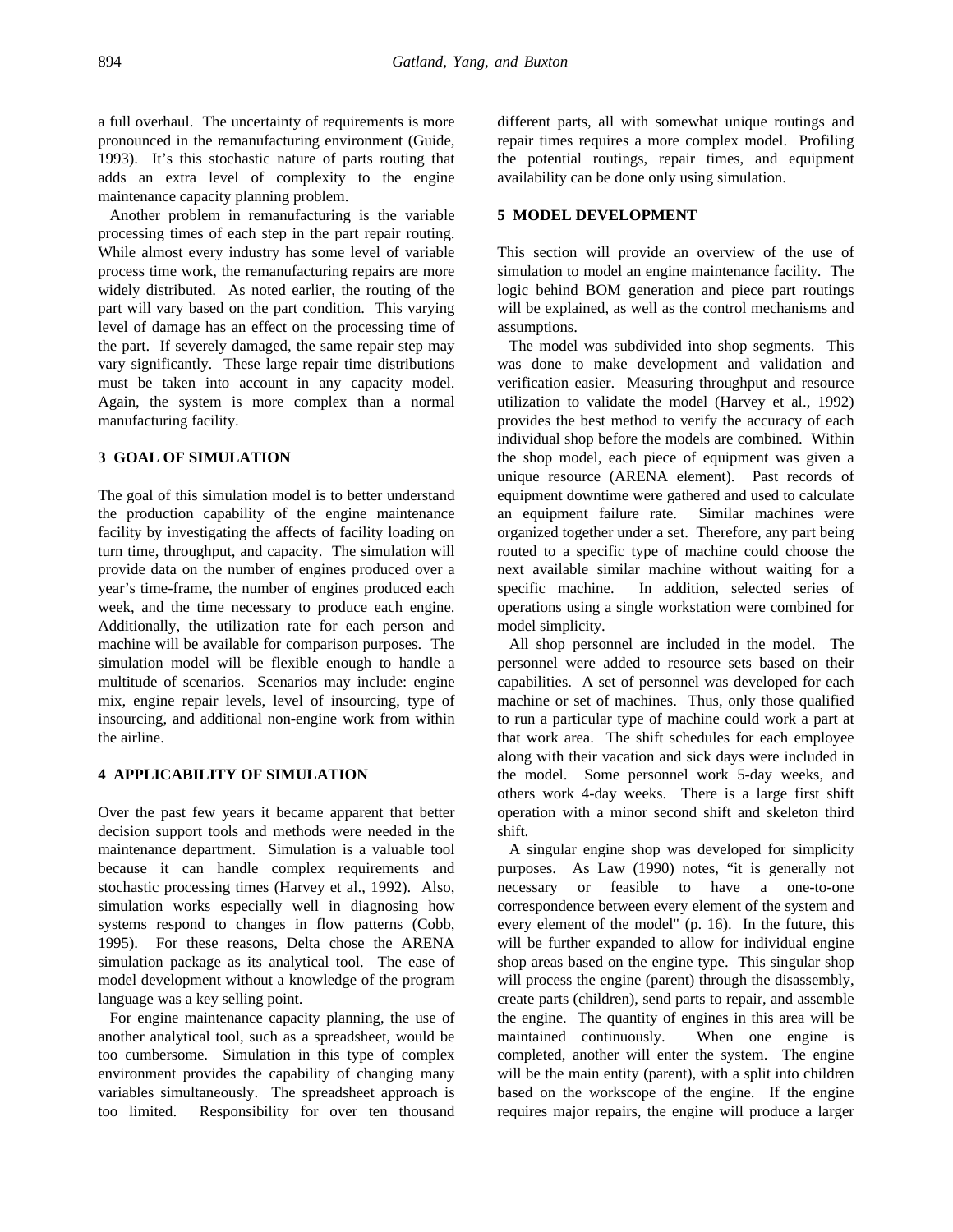a full overhaul. The uncertainty of requirements is more pronounced in the remanufacturing environment (Guide, 1993). It's this stochastic nature of parts routing that adds an extra level of complexity to the engine maintenance capacity planning problem.

Another problem in remanufacturing is the variable processing times of each step in the part repair routing. While almost every industry has some level of variable process time work, the remanufacturing repairs are more widely distributed. As noted earlier, the routing of the part will vary based on the part condition. This varying level of damage has an effect on the processing time of the part. If severely damaged, the same repair step may vary significantly. These large repair time distributions must be taken into account in any capacity model. Again, the system is more complex than a normal manufacturing facility.

## 3 GOAL OF SIMULATION

The goal of this simulation model is to better understand the production capability of the engine maintenance facility by investigating the affects of facility loading on turn time, throughput, and capacity. The simulation will provide data on the number of engines produced over a year's time-frame, the number of engines produced each week, and the time necessary to produce each engine. Additionally, the utilization rate for each person and machine will be available for comparison purposes. The simulation model will be flexible enough to handle a multitude of scenarios. Scenarios may include: engine mix, engine repair levels, level of insourcing, type of insourcing, and additional non-engine work from within the airline.

## 4 APPLICABILITY OF SIMULATION

Over the past few years it became apparent that better decision support tools and methods were needed in the maintenance department. Simulation is a valuable tool because it can handle complex requirements and stochastic processing times (Harvey et al., 1992). Also, simulation works especially well in diagnosing how systems respond to changes in flow patterns (Cobb, 1995). For these reasons, Delta chose the ARENA simulation package as its analytical tool. The ease of model development without a knowledge of the program language was a key selling point.

For engine maintenance capacity planning, the use of another analytical tool, such as a spreadsheet, would be too cumbersome. Simulation in this type of complex environment provides the capability of changing many variables simultaneously. The spreadsheet approach is too limited. Responsibility for over ten thousand different parts, all with somewhat unique routings and repair times requires a more complex model. Profiling the potential routings, repair times, and equipment availability can be done only using simulation.

## 5 MODEL DEVELOPMENT

This section will provide an overview of the use of simulation to model an engine maintenance facility. The logic behind BOM generation and piece part routings will be explained, as well as the control mechanisms and assumptions.

The model was subdivided into shop segments. This was done to make development and validation and verification easier. Measuring throughput and resource utilization to validate the model (Harvey et al., 1992) provides the best method to verify the accuracy of each individual shop before the models are combined. Within the shop model, each piece of equipment was given a unique resource (ARENA element). Past records of equipment downtime were gathered and used to calculate an equipment failure rate. Similar machines were organized together under a set. Therefore, any part being routed to a specific type of machine could choose the next available similar machine without waiting for a specific machine. In addition, selected series of operations using a single workstation were combined for model simplicity.

All shop personnel are included in the model. The personnel were added to resource sets based on their capabilities. A set of personnel was developed for each machine or set of machines. Thus, only those qualified to run a particular type of machine could work a part at that work area. The shift schedules for each employee along with their vacation and sick days were included in the model. Some personnel work 5-day weeks, and others work 4-day weeks. There is a large first shift operation with a minor second shift and skeleton third shift.

A singular engine shop was developed for simplicity purposes. As Law (1990) notes, "it is generally not necessary or feasible to have a one-to-one correspondence between every element of the system and every element of the model" (p. 16). In the future, this will be further expanded to allow for individual engine shop areas based on the engine type. This singular shop will process the engine (parent) through the disassembly, create parts (children), send parts to repair, and assemble the engine. The quantity of engines in this area will be maintained continuously. When one engine is completed, another will enter the system. The engine will be the main entity (parent), with a split into children based on the workscope of the engine. If the engine requires major repairs, the engine will produce a larger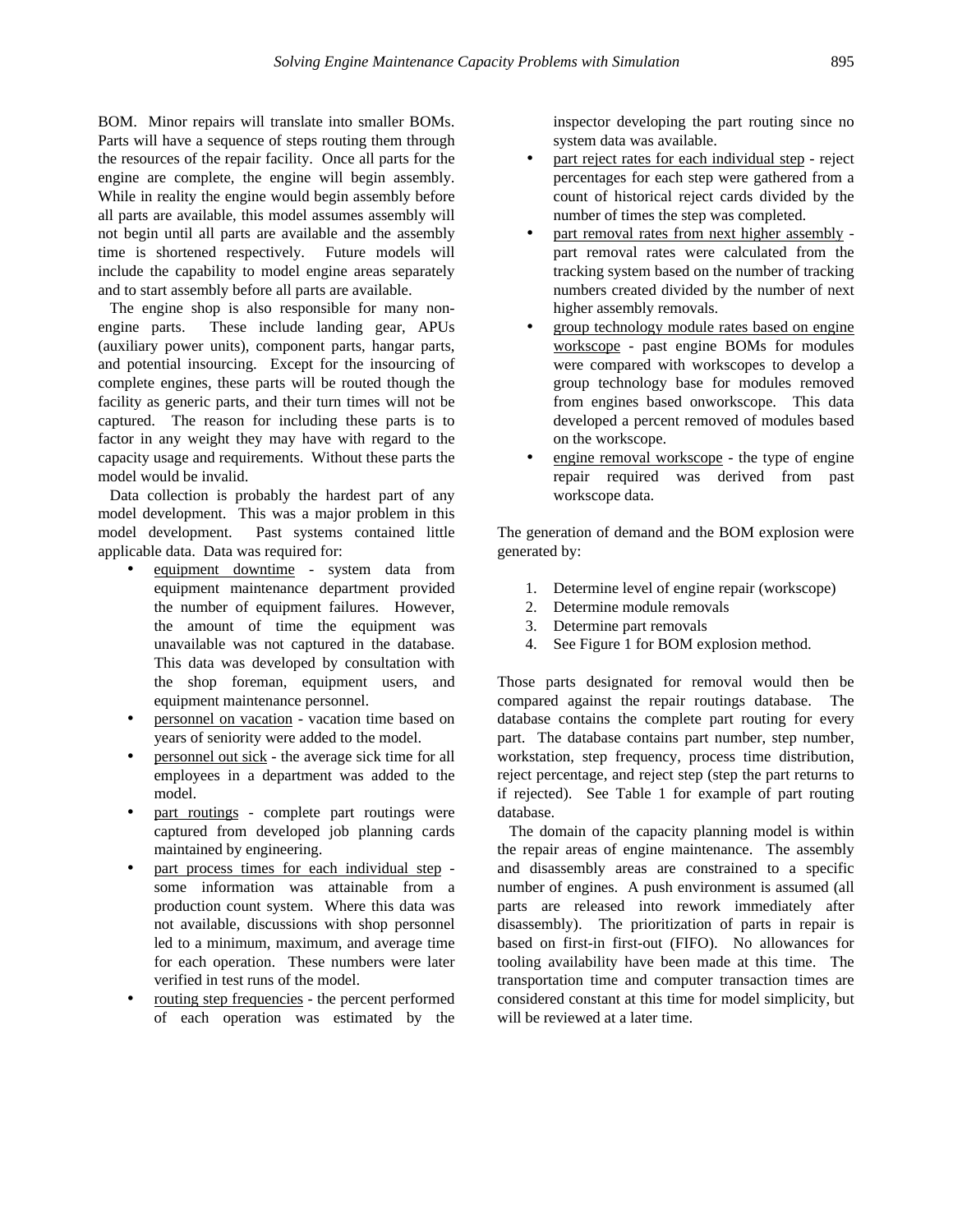BOM. Minor repairs will translate into smaller BOMs. Parts will have a sequence of steps routing them through the resources of the repair facility. Once all parts for the engine are complete, the engine will begin assembly. While in reality the engine would begin assembly before all parts are available, this model assumes assembly will not begin until all parts are available and the assembly time is shortened respectively. Future models will include the capability to model engine areas separately and to start assembly before all parts are available.

The engine shop is also responsible for many non-engine parts. These include landing gear, APUs (auxiliary power units), component parts, hangar parts, and potential insourcing. Except for the insourcing of complete engines, these parts will be routed though the facility as generic parts, and their turn times will not be captured. The reason for including these parts is to factor in any weight they may have with regard to the capacity usage and requirements. Without these parts the model would be invalid.

Data collection is probably the hardest part of any model development. This was a major problem in this model development. Past systems contained little applicable data. Data was required for:

- equipment downtime - system data from equipment maintenance department provided the number of equipment failures. However, the amount of time the equipment was unavailable was not captured in the database. This data was developed by consultation with the shop foreman, equipment users, and equipment maintenance personnel.
- personnel on vacation - vacation time based on years of seniority were added to the model.
- personnel out sick - the average sick time for all employees in a department was added to the model.
- part routings - complete part routings were captured from developed job planning cards maintained by engineering.
- part process times for each individual step - some information was attainable from a production count system. Where this data was not available, discussions with shop personnel led to a minimum, maximum, and average time for each operation. These numbers were later verified in test runs of the model.
- routing step frequencies - the percent performed of each operation was estimated by the inspector developing the part routing since no system data was available.
- part reject rates for each individual step - reject percentages for each step were gathered from a count of historical reject cards divided by the number of times the step was completed.
- part removal rates from next higher assembly - part removal rates were calculated from the tracking system based on the number of tracking numbers created divided by the number of next higher assembly removals.
- group technology module rates based on engine workscope - past engine BOMs for modules were compared with workscopes to develop a group technology base for modules removed from engines based onworkscope. This data developed a percent removed of modules based on the workscope.
- engine removal workscope - the type of engine repair required was derived from past workscope data.

The generation of demand and the BOM explosion were generated by:

1. Determine level of engine repair (workscope)
2. Determine module removals
3. Determine part removals
4. See Figure 1 for BOM explosion method.

Those parts designated for removal would then be compared against the repair routings database. The database contains the complete part routing for every part. The database contains part number, step number, workstation, step frequency, process time distribution, reject percentage, and reject step (step the part returns to if rejected). See Table 1 for example of part routing database.

The domain of the capacity planning model is within the repair areas of engine maintenance. The assembly and disassembly areas are constrained to a specific number of engines. A push environment is assumed (all parts are released into rework immediately after disassembly). The prioritization of parts in repair is based on first-in first-out (FIFO). No allowances for tooling availability have been made at this time. The transportation time and computer transaction times are considered constant at this time for model simplicity, but will be reviewed at a later time.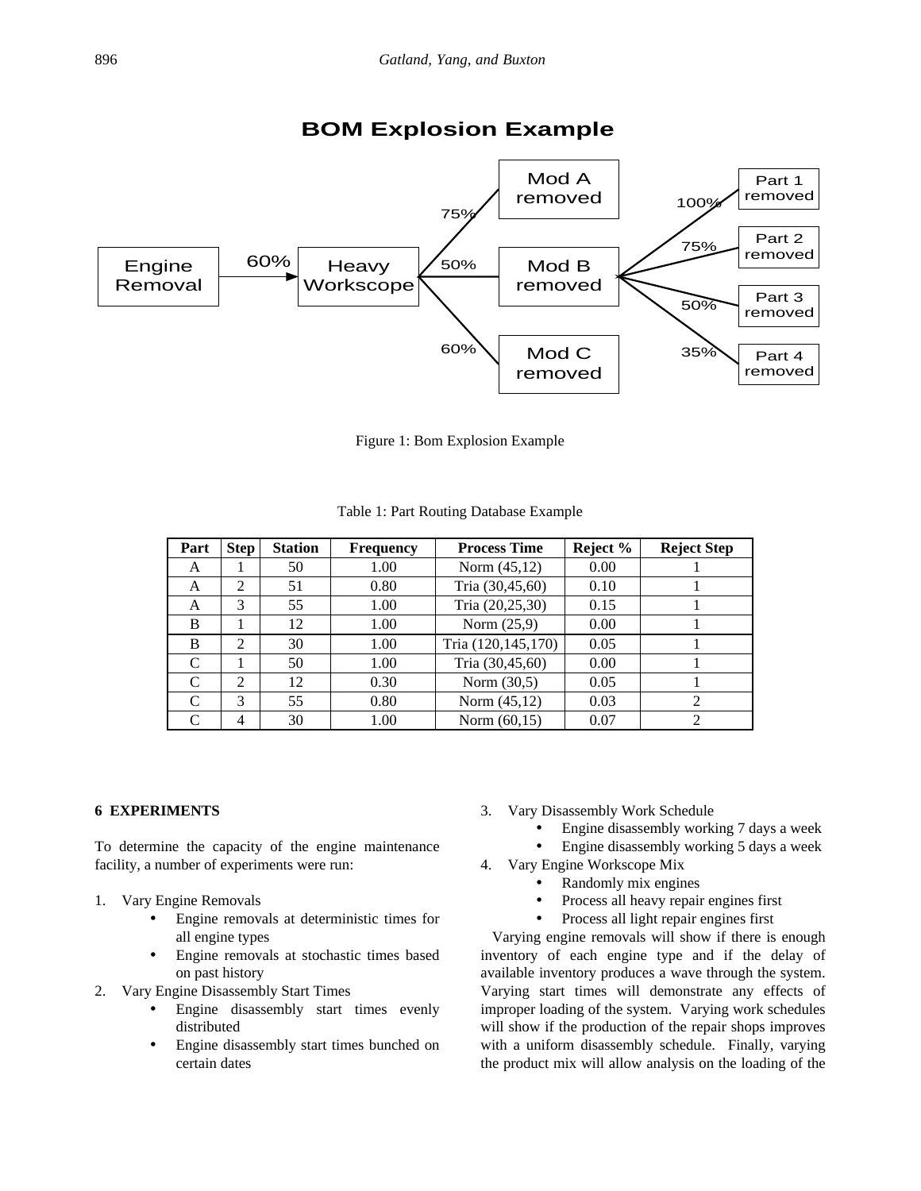**BOM Explosion Example**

Engine Removal → 60% → Heavy Workscope → 75% Mod A removed; 50% Mod B removed; 60% Mod C removed

Mod B removed → 100% Part 1 removed; 75% Part 2 removed; 50% Part 3 removed; 35% Part 4 removed

Figure 1: Bom Explosion Example

Table 1: Part Routing Database Example

| Part | Step | Station | Frequency | Process Time | Reject % | Reject Step |
|---|---|---|---|---|---|---|
| A | 1 | 50 | 1.00 | Norm (45,12) | 0.00 | 1 |
| A | 2 | 51 | 0.80 | Tria (30,45,60) | 0.10 | 1 |
| A | 3 | 55 | 1.00 | Tria (20,25,30) | 0.15 | 1 |
| B | 1 | 12 | 1.00 | Norm (25,9) | 0.00 | 1 |
| B | 2 | 30 | 1.00 | Tria (120,145,170) | 0.05 | 1 |
| C | 1 | 50 | 1.00 | Tria (30,45,60) | 0.00 | 1 |
| C | 2 | 12 | 0.30 | Norm (30,5) | 0.05 | 1 |
| C | 3 | 55 | 0.80 | Norm (45,12) | 0.03 | 2 |
| C | 4 | 30 | 1.00 | Norm (60,15) | 0.07 | 2 |

## 6 EXPERIMENTS

To determine the capacity of the engine maintenance facility, a number of experiments were run:

1. Vary Engine Removals
   - Engine removals at deterministic times for all engine types
   - Engine removals at stochastic times based on past history
2. Vary Engine Disassembly Start Times
   - Engine disassembly start times evenly distributed
   - Engine disassembly start times bunched on certain dates
3. Vary Disassembly Work Schedule
   - Engine disassembly working 7 days a week
   - Engine disassembly working 5 days a week
4. Vary Engine Workscope Mix
   - Randomly mix engines
   - Process all heavy repair engines first
   - Process all light repair engines first

Varying engine removals will show if there is enough inventory of each engine type and if the delay of available inventory produces a wave through the system. Varying start times will demonstrate any effects of improper loading of the system. Varying work schedules will show if the production of the repair shops improves with a uniform disassembly schedule. Finally, varying the product mix will allow analysis on the loading of the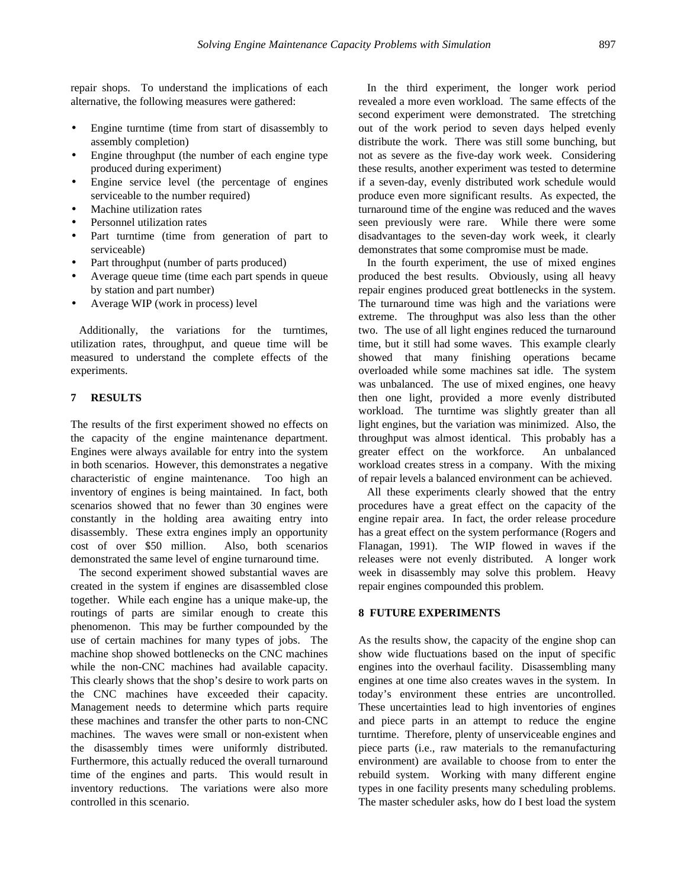repair shops. To understand the implications of each alternative, the following measures were gathered:

- Engine turntime (time from start of disassembly to assembly completion)
- Engine throughput (the number of each engine type produced during experiment)
- Engine service level (the percentage of engines serviceable to the number required)
- Machine utilization rates
- Personnel utilization rates
- Part turntime (time from generation of part to serviceable)
- Part throughput (number of parts produced)
- Average queue time (time each part spends in queue by station and part number)
- Average WIP (work in process) level

Additionally, the variations for the turntimes, utilization rates, throughput, and queue time will be measured to understand the complete effects of the experiments.

## 7 RESULTS

The results of the first experiment showed no effects on the capacity of the engine maintenance department. Engines were always available for entry into the system in both scenarios. However, this demonstrates a negative characteristic of engine maintenance. Too high an inventory of engines is being maintained. In fact, both scenarios showed that no fewer than 30 engines were constantly in the holding area awaiting entry into disassembly. These extra engines imply an opportunity cost of over $50 million. Also, both scenarios demonstrated the same level of engine turnaround time.

The second experiment showed substantial waves are created in the system if engines are disassembled close together. While each engine has a unique make-up, the routings of parts are similar enough to create this phenomenon. This may be further compounded by the use of certain machines for many types of jobs. The machine shop showed bottlenecks on the CNC machines while the non-CNC machines had available capacity. This clearly shows that the shop's desire to work parts on the CNC machines have exceeded their capacity. Management needs to determine which parts require these machines and transfer the other parts to non-CNC machines. The waves were small or non-existent when the disassembly times were uniformly distributed. Furthermore, this actually reduced the overall turnaround time of the engines and parts. This would result in inventory reductions. The variations were also more controlled in this scenario.

In the third experiment, the longer work period revealed a more even workload. The same effects of the second experiment were demonstrated. The stretching out of the work period to seven days helped evenly distribute the work. There was still some bunching, but not as severe as the five-day work week. Considering these results, another experiment was tested to determine if a seven-day, evenly distributed work schedule would produce even more significant results. As expected, the turnaround time of the engine was reduced and the waves seen previously were rare. While there were some disadvantages to the seven-day work week, it clearly demonstrates that some compromise must be made.

In the fourth experiment, the use of mixed engines produced the best results. Obviously, using all heavy repair engines produced great bottlenecks in the system. The turnaround time was high and the variations were extreme. The throughput was also less than the other two. The use of all light engines reduced the turnaround time, but it still had some waves. This example clearly showed that many finishing operations became overloaded while some machines sat idle. The system was unbalanced. The use of mixed engines, one heavy then one light, provided a more evenly distributed workload. The turntime was slightly greater than all light engines, but the variation was minimized. Also, the throughput was almost identical. This probably has a greater effect on the workforce. An unbalanced workload creates stress in a company. With the mixing of repair levels a balanced environment can be achieved.

All these experiments clearly showed that the entry procedures have a great effect on the capacity of the engine repair area. In fact, the order release procedure has a great effect on the system performance (Rogers and Flanagan, 1991). The WIP flowed in waves if the releases were not evenly distributed. A longer work week in disassembly may solve this problem. Heavy repair engines compounded this problem.

## 8 FUTURE EXPERIMENTS

As the results show, the capacity of the engine shop can show wide fluctuations based on the input of specific engines into the overhaul facility. Disassembling many engines at one time also creates waves in the system. In today's environment these entries are uncontrolled. These uncertainties lead to high inventories of engines and piece parts in an attempt to reduce the engine turntime. Therefore, plenty of unserviceable engines and piece parts (i.e., raw materials to the remanufacturing environment) are available to choose from to enter the rebuild system. Working with many different engine types in one facility presents many scheduling problems. The master scheduler asks, how do I best load the system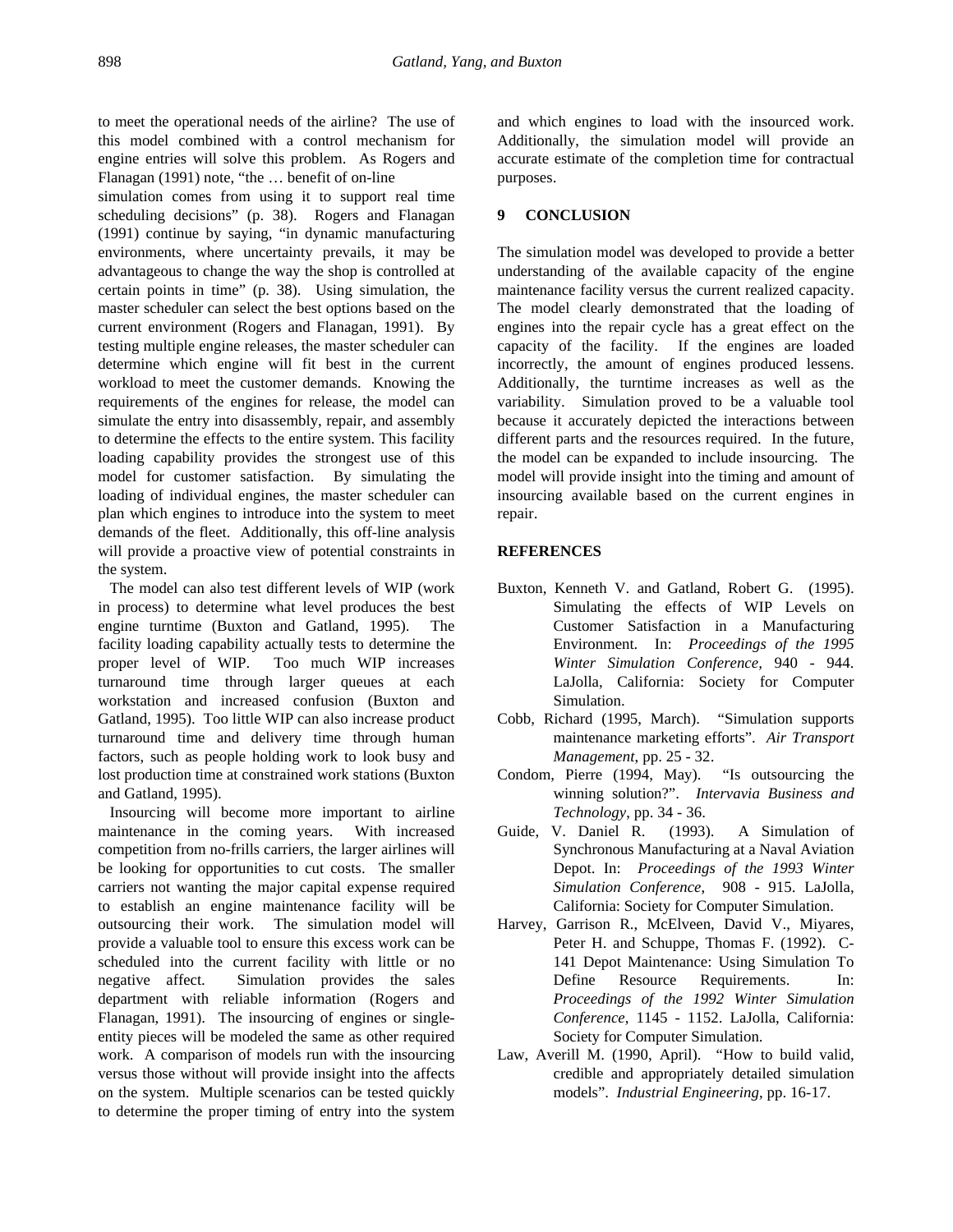to meet the operational needs of the airline? The use of this model combined with a control mechanism for engine entries will solve this problem. As Rogers and Flanagan (1991) note, "the … benefit of on-line simulation comes from using it to support real time scheduling decisions" (p. 38). Rogers and Flanagan (1991) continue by saying, "in dynamic manufacturing environments, where uncertainty prevails, it may be advantageous to change the way the shop is controlled at certain points in time" (p. 38). Using simulation, the master scheduler can select the best options based on the current environment (Rogers and Flanagan, 1991). By testing multiple engine releases, the master scheduler can determine which engine will fit best in the current workload to meet the customer demands. Knowing the requirements of the engines for release, the model can simulate the entry into disassembly, repair, and assembly to determine the effects to the entire system. This facility loading capability provides the strongest use of this model for customer satisfaction. By simulating the loading of individual engines, the master scheduler can plan which engines to introduce into the system to meet demands of the fleet. Additionally, this off-line analysis will provide a proactive view of potential constraints in the system.

The model can also test different levels of WIP (work in process) to determine what level produces the best engine turntime (Buxton and Gatland, 1995). The facility loading capability actually tests to determine the proper level of WIP. Too much WIP increases turnaround time through larger queues at each workstation and increased confusion (Buxton and Gatland, 1995). Too little WIP can also increase product turnaround time and delivery time through human factors, such as people holding work to look busy and lost production time at constrained work stations (Buxton and Gatland, 1995).

Insourcing will become more important to airline maintenance in the coming years. With increased competition from no-frills carriers, the larger airlines will be looking for opportunities to cut costs. The smaller carriers not wanting the major capital expense required to establish an engine maintenance facility will be outsourcing their work. The simulation model will provide a valuable tool to ensure this excess work can be scheduled into the current facility with little or no negative affect. Simulation provides the sales department with reliable information (Rogers and Flanagan, 1991). The insourcing of engines or single-entity pieces will be modeled the same as other required work. A comparison of models run with the insourcing versus those without will provide insight into the affects on the system. Multiple scenarios can be tested quickly to determine the proper timing of entry into the system and which engines to load with the insourced work. Additionally, the simulation model will provide an accurate estimate of the completion time for contractual purposes.

## 9 CONCLUSION

The simulation model was developed to provide a better understanding of the available capacity of the engine maintenance facility versus the current realized capacity. The model clearly demonstrated that the loading of engines into the repair cycle has a great effect on the capacity of the facility. If the engines are loaded incorrectly, the amount of engines produced lessens. Additionally, the turntime increases as well as the variability. Simulation proved to be a valuable tool because it accurately depicted the interactions between different parts and the resources required. In the future, the model can be expanded to include insourcing. The model will provide insight into the timing and amount of insourcing available based on the current engines in repair.

## REFERENCES

Buxton, Kenneth V. and Gatland, Robert G. (1995). Simulating the effects of WIP Levels on Customer Satisfaction in a Manufacturing Environment. In: *Proceedings of the 1995 Winter Simulation Conference*, 940 - 944. LaJolla, California: Society for Computer Simulation.

Cobb, Richard (1995, March). "Simulation supports maintenance marketing efforts". *Air Transport Management*, pp. 25 - 32.

Condom, Pierre (1994, May). "Is outsourcing the winning solution?". *Intervavia Business and Technology*, pp. 34 - 36.

Guide, V. Daniel R. (1993). A Simulation of Synchronous Manufacturing at a Naval Aviation Depot. In: *Proceedings of the 1993 Winter Simulation Conference*, 908 - 915. LaJolla, California: Society for Computer Simulation.

Harvey, Garrison R., McElveen, David V., Miyares, Peter H. and Schuppe, Thomas F. (1992). C-141 Depot Maintenance: Using Simulation To Define Resource Requirements. In: *Proceedings of the 1992 Winter Simulation Conference*, 1145 - 1152. LaJolla, California: Society for Computer Simulation.

Law, Averill M. (1990, April). "How to build valid, credible and appropriately detailed simulation models". *Industrial Engineering*, pp. 16-17.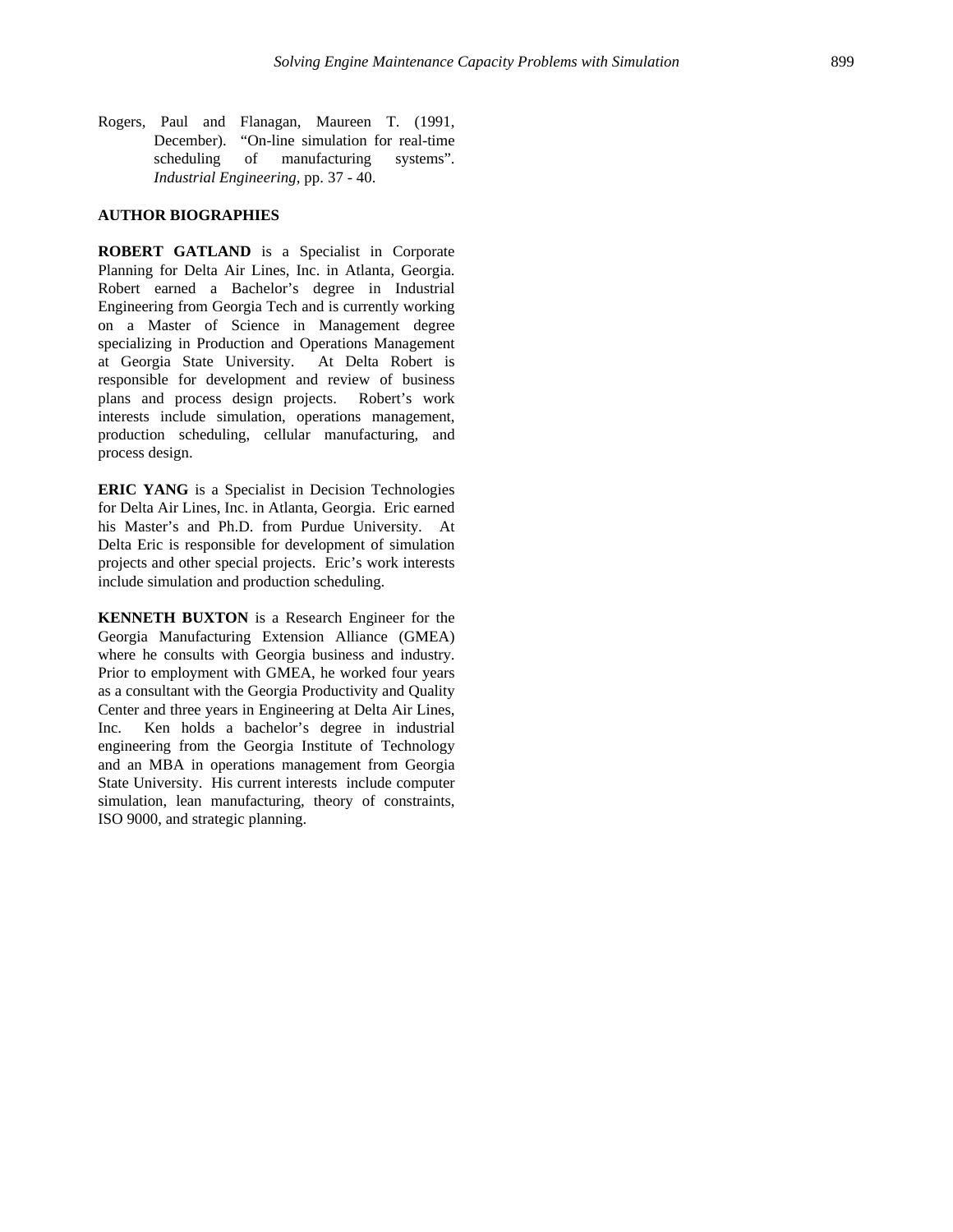Rogers, Paul and Flanagan, Maureen T. (1991, December). "On-line simulation for real-time scheduling of manufacturing systems". *Industrial Engineering*, pp. 37 - 40.

## AUTHOR BIOGRAPHIES

**ROBERT GATLAND** is a Specialist in Corporate Planning for Delta Air Lines, Inc. in Atlanta, Georgia. Robert earned a Bachelor's degree in Industrial Engineering from Georgia Tech and is currently working on a Master of Science in Management degree specializing in Production and Operations Management at Georgia State University. At Delta Robert is responsible for development and review of business plans and process design projects. Robert's work interests include simulation, operations management, production scheduling, cellular manufacturing, and process design.

**ERIC YANG** is a Specialist in Decision Technologies for Delta Air Lines, Inc. in Atlanta, Georgia. Eric earned his Master's and Ph.D. from Purdue University. At Delta Eric is responsible for development of simulation projects and other special projects. Eric's work interests include simulation and production scheduling.

**KENNETH BUXTON** is a Research Engineer for the Georgia Manufacturing Extension Alliance (GMEA) where he consults with Georgia business and industry. Prior to employment with GMEA, he worked four years as a consultant with the Georgia Productivity and Quality Center and three years in Engineering at Delta Air Lines, Inc. Ken holds a bachelor's degree in industrial engineering from the Georgia Institute of Technology and an MBA in operations management from Georgia State University. His current interests include computer simulation, lean manufacturing, theory of constraints, ISO 9000, and strategic planning.